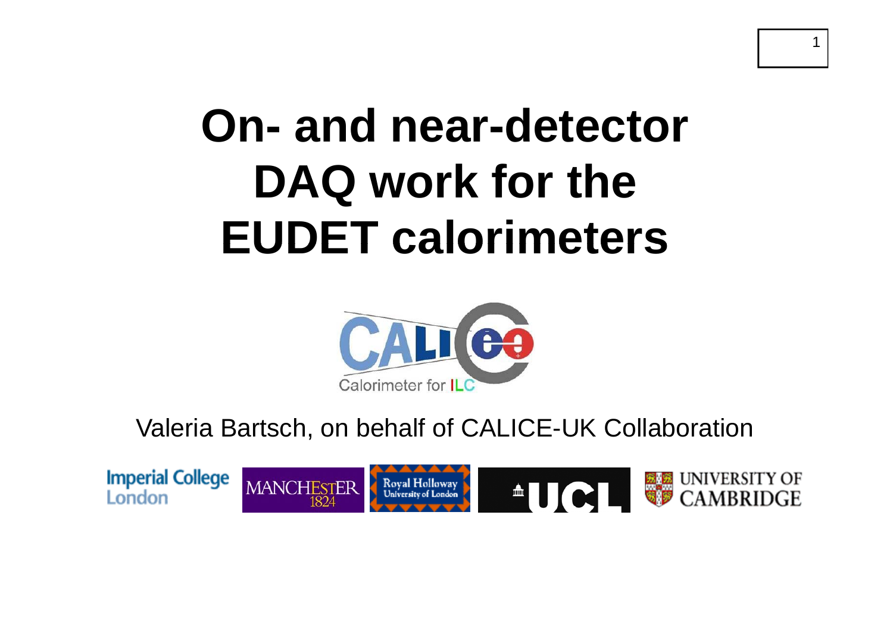# On- and near-detector DAQ work for the EUDET calorimeters

Valeria Bartsch, on behalf of CALICE-UK Collaboration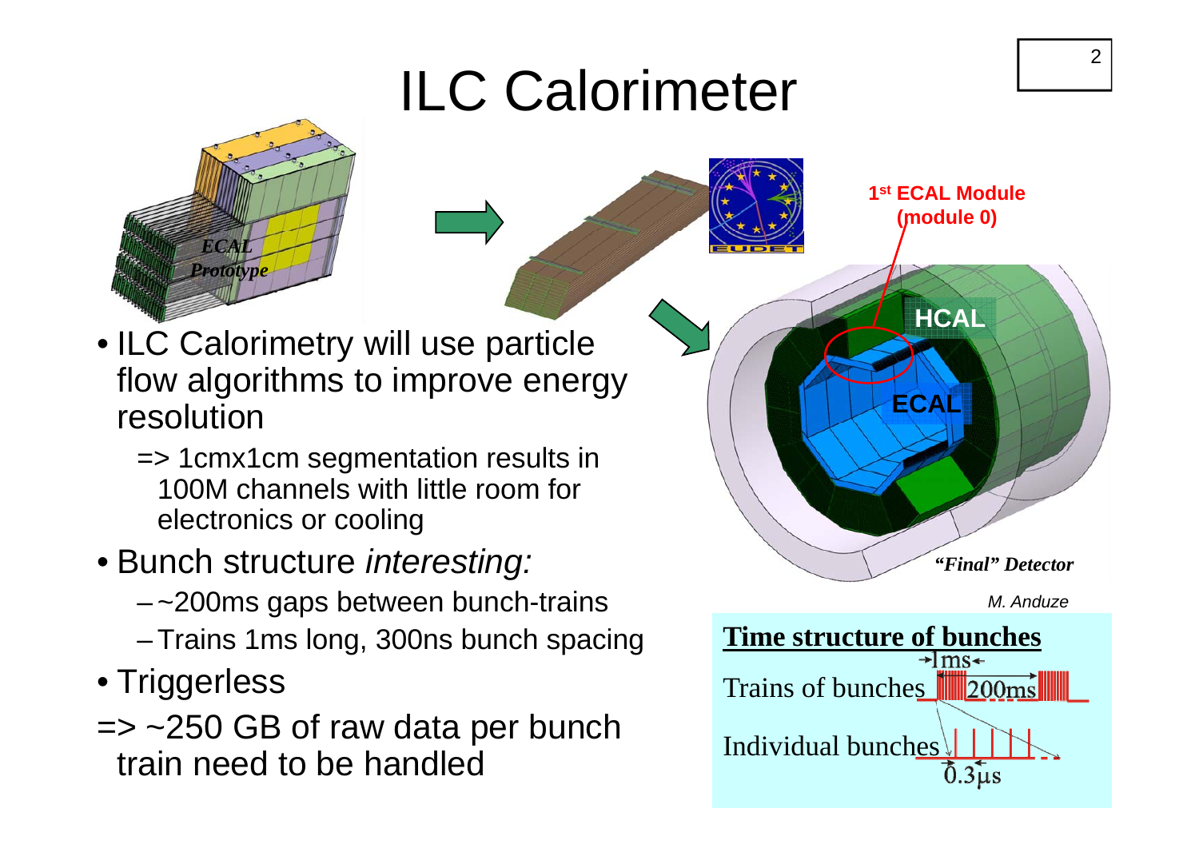# ILC Calorimeter

- ILC Calorimetry will use particle flow algorithms to improve energy resolution
  - => 1cmx1cm segmentation results in 100M channels with little room for electronics or cooling
- Bunch structure *interesting:*
  - ~200ms gaps between bunch-trains
  - Trains 1ms long, 300ns bunch spacing
- Triggerless

=> ~250 GB of raw data per bunch train need to be handled

*ECAL Prototype*

**1st ECAL Module (module 0)**

**HCAL**

**ECAL**

***"Final" Detector***

*M. Anduze*

**Time structure of bunches**

Trains of bunches 1ms 200ms

Individual bunches 0.3μs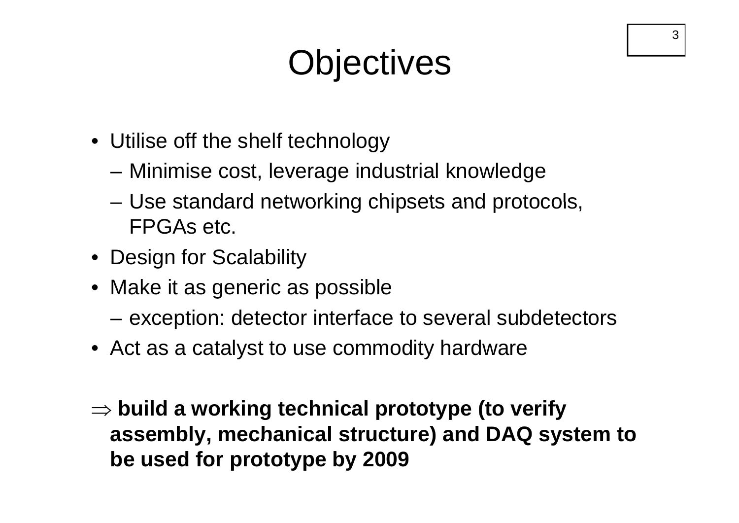# Objectives

- Utilise off the shelf technology
  - Minimise cost, leverage industrial knowledge
  - Use standard networking chipsets and protocols, FPGAs etc.
- Design for Scalability
- Make it as generic as possible
  - exception: detector interface to several subdetectors
- Act as a catalyst to use commodity hardware

$\Rightarrow$ **build a working technical prototype (to verify assembly, mechanical structure) and DAQ system to be used for prototype by 2009**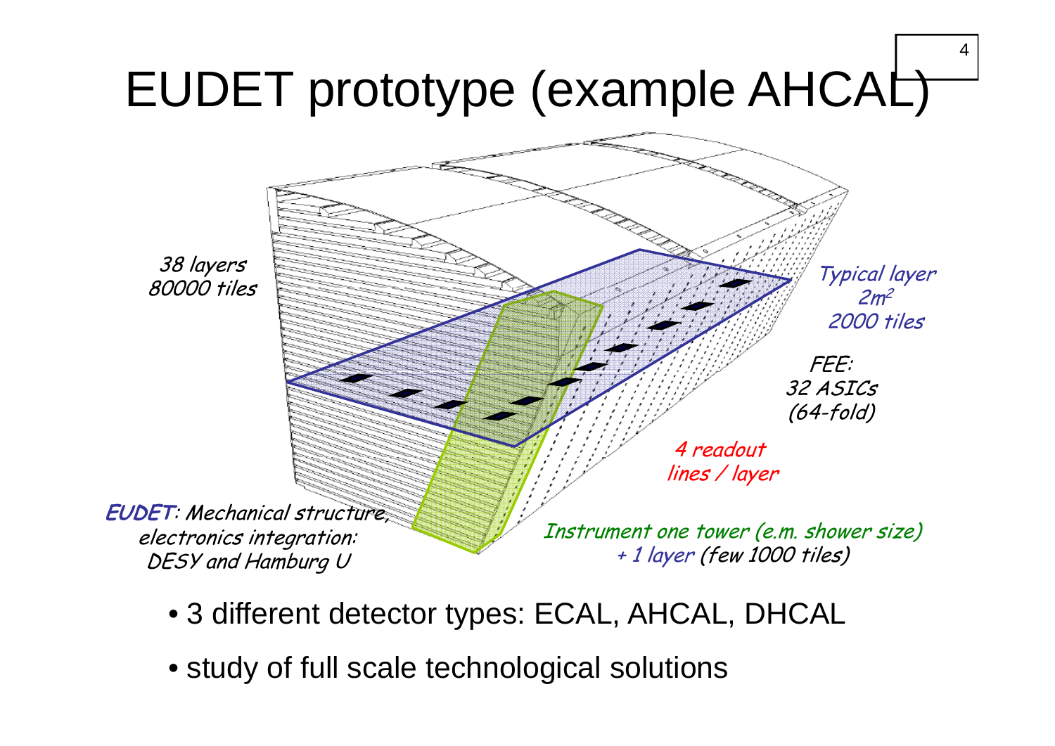# EUDET prototype (example AHCAL)

38 layers
80000 tiles

Typical layer
$2m^2$
2000 tiles

FEE:
32 ASICs
(64-fold)

4 readout
lines / layer

**EUDET**: Mechanical structure,
electronics integration:
DESY and Hamburg U

Instrument one tower (e.m. shower size)
+ 1 layer (few 1000 tiles)

- 3 different detector types: ECAL, AHCAL, DHCAL
- study of full scale technological solutions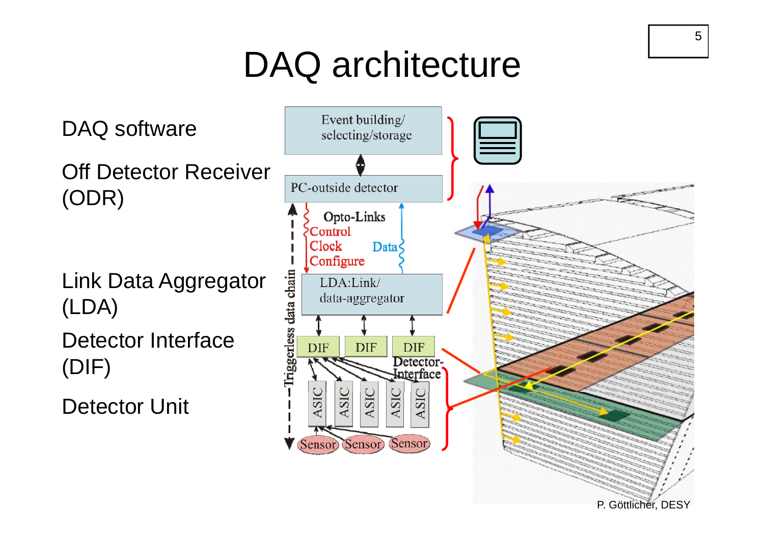# DAQ architecture

DAQ software

Off Detector Receiver (ODR)

Link Data Aggregator (LDA)

Detector Interface (DIF)

Detector Unit

Event building/ selecting/storage

PC-outside detector

Opto-Links

Control

Clock

Configure

Data

LDA:Link/ data-aggregator

DIF DIF DIF

Detector-Interface

ASIC ASIC ASIC ASIC ASIC

Sensor Sensor Sensor

Triggerless data chain

P. Göttlicher, DESY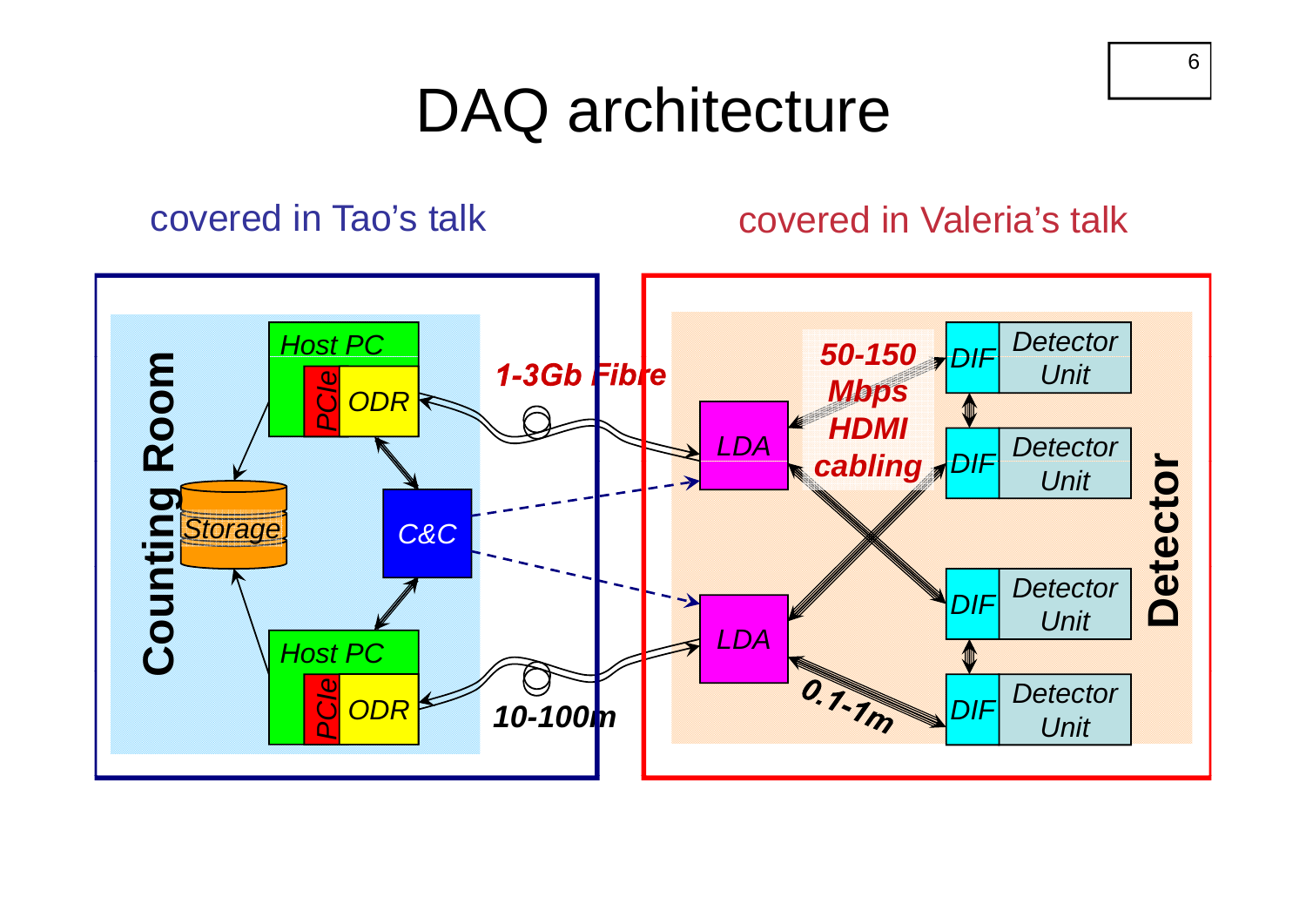# DAQ architecture

covered in Tao's talk

covered in Valeria's talk

Counting Room

Host PC

PCIe

ODR

Storage

C&C

Host PC

PCIe

ODR

1-3Gb Fibre

10-100m

Detector

LDA

LDA

50-150 Mbps HDMI cabling

0.1-1m

DIF Detector Unit

DIF Detector Unit

DIF Detector Unit

DIF Detector Unit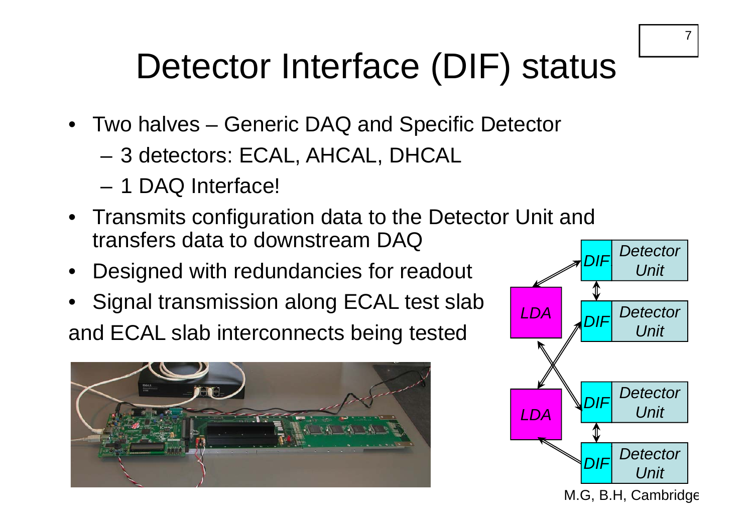# Detector Interface (DIF) status

- Two halves – Generic DAQ and Specific Detector
  - 3 detectors: ECAL, AHCAL, DHCAL
  - 1 DAQ Interface!
- Transmits configuration data to the Detector Unit and transfers data to downstream DAQ
- Designed with redundancies for readout
- Signal transmission along ECAL test slab

and ECAL slab interconnects being tested

M.G, B.H, Cambridge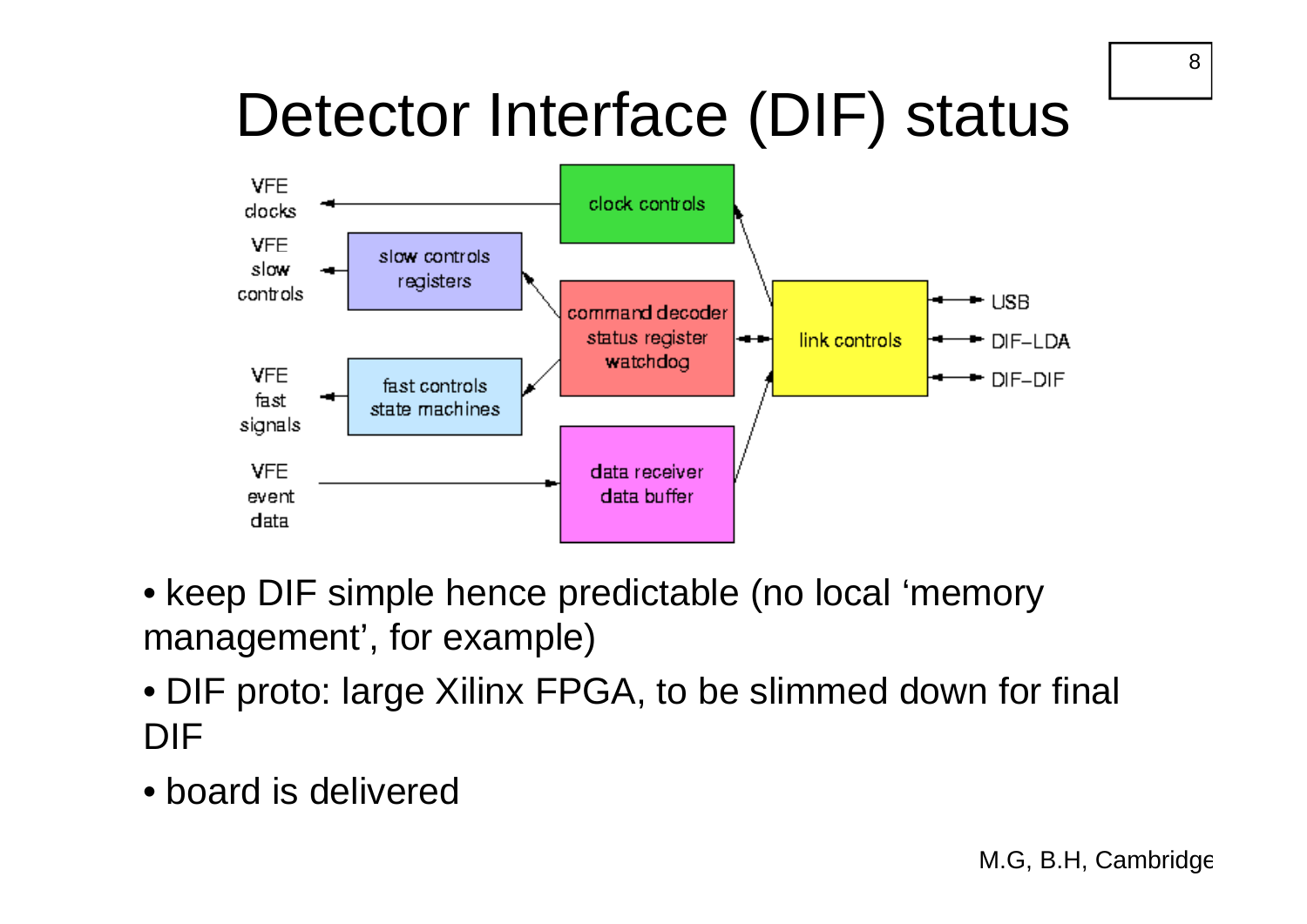# Detector Interface (DIF) status

VFE clocks

VFE slow controls

VFE fast signals

VFE event data

clock controls

slow controls registers

command decoder status register watchdog

fast controls state machines

data receiver data buffer

link controls

USB

DIF–LDA

DIF–DIF

- keep DIF simple hence predictable (no local ‘memory management’, for example)
- DIF proto: large Xilinx FPGA, to be slimmed down for final DIF
- board is delivered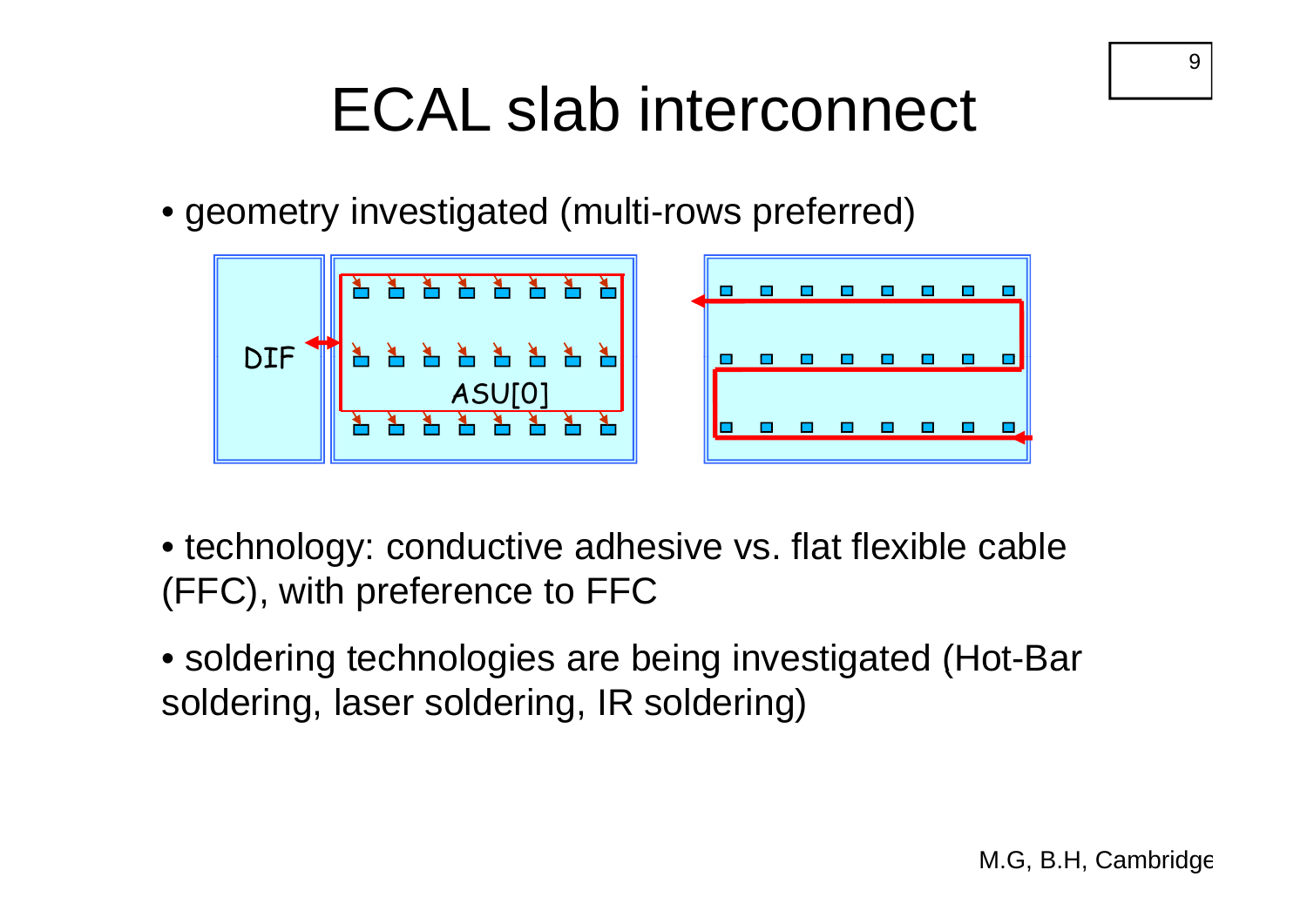# ECAL slab interconnect

- geometry investigated (multi-rows preferred)

- technology: conductive adhesive vs. flat flexible cable (FFC), with preference to FFC

- soldering technologies are being investigated (Hot-Bar soldering, laser soldering, IR soldering)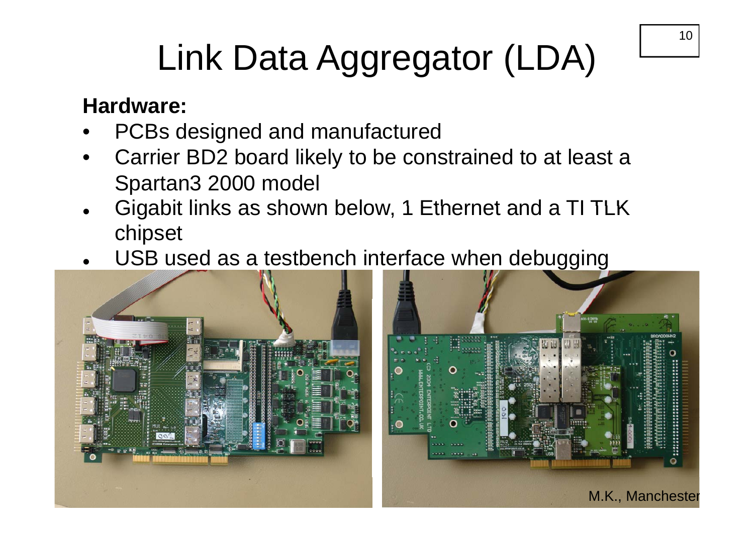# Link Data Aggregator (LDA)

**Hardware:**

- PCBs designed and manufactured
- Carrier BD2 board likely to be constrained to at least a Spartan3 2000 model
- Gigabit links as shown below, 1 Ethernet and a TI TLK chipset
- USB used as a testbench interface when debugging

M.K., Manchester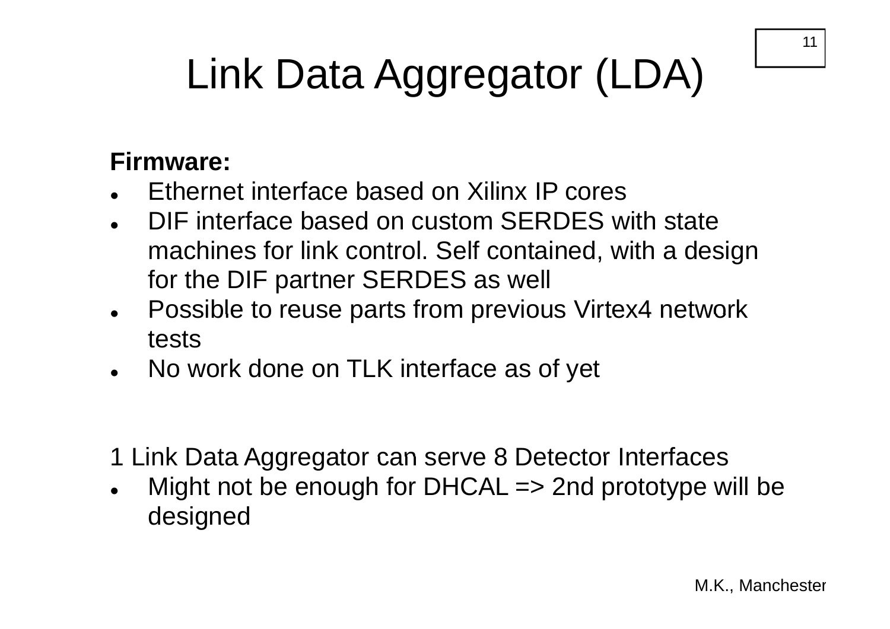# Link Data Aggregator (LDA)

**Firmware:**

- Ethernet interface based on Xilinx IP cores
- DIF interface based on custom SERDES with state machines for link control. Self contained, with a design for the DIF partner SERDES as well
- Possible to reuse parts from previous Virtex4 network tests
- No work done on TLK interface as of yet

1 Link Data Aggregator can serve 8 Detector Interfaces

- Might not be enough for DHCAL => 2nd prototype will be designed

M.K., Manchester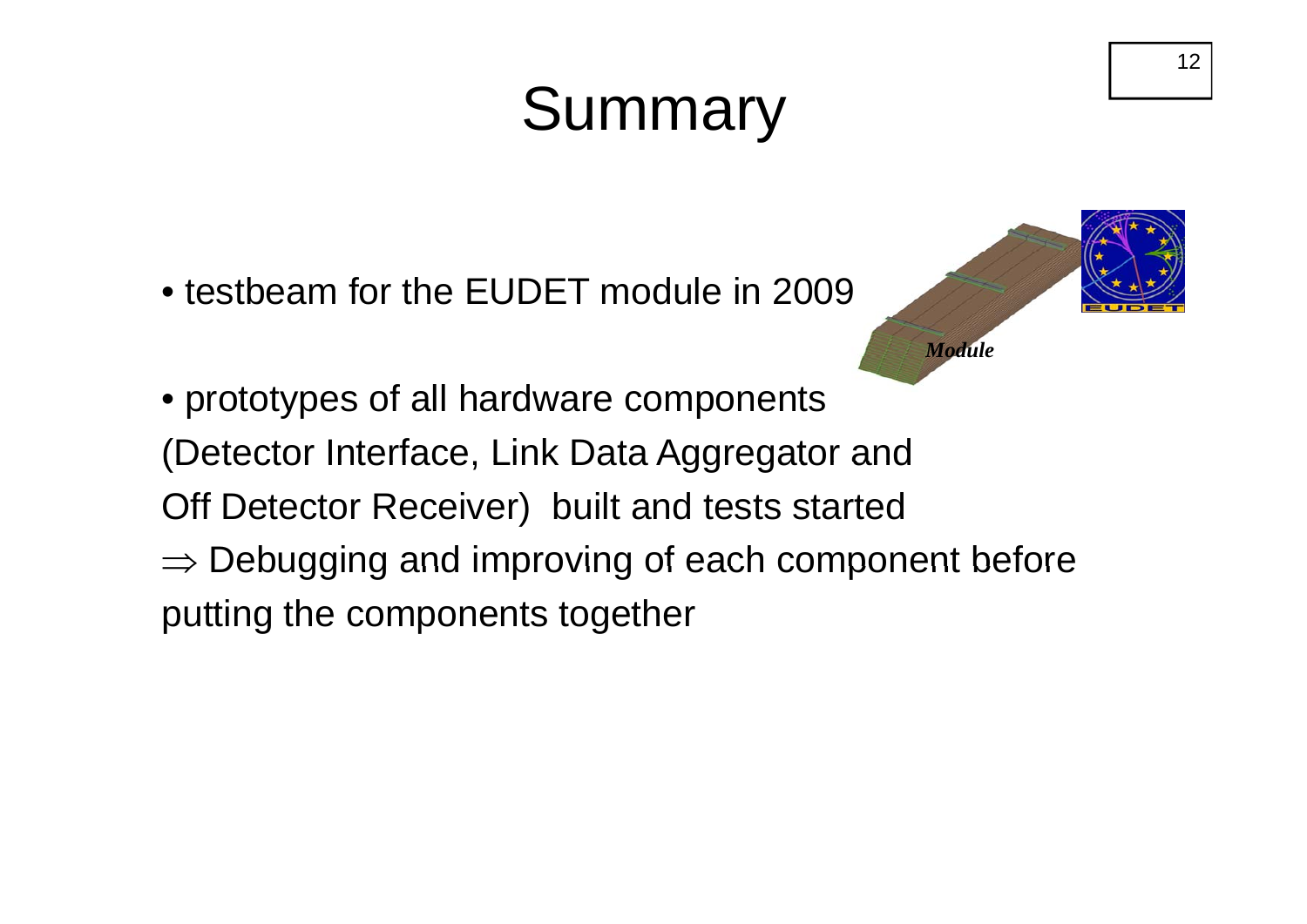# Summary

- testbeam for the EUDET module in 2009

*Module*

- prototypes of all hardware components (Detector Interface, Link Data Aggregator and Off Detector Receiver) built and tests started

$\Rightarrow$ Debugging and improving of each component before putting the components together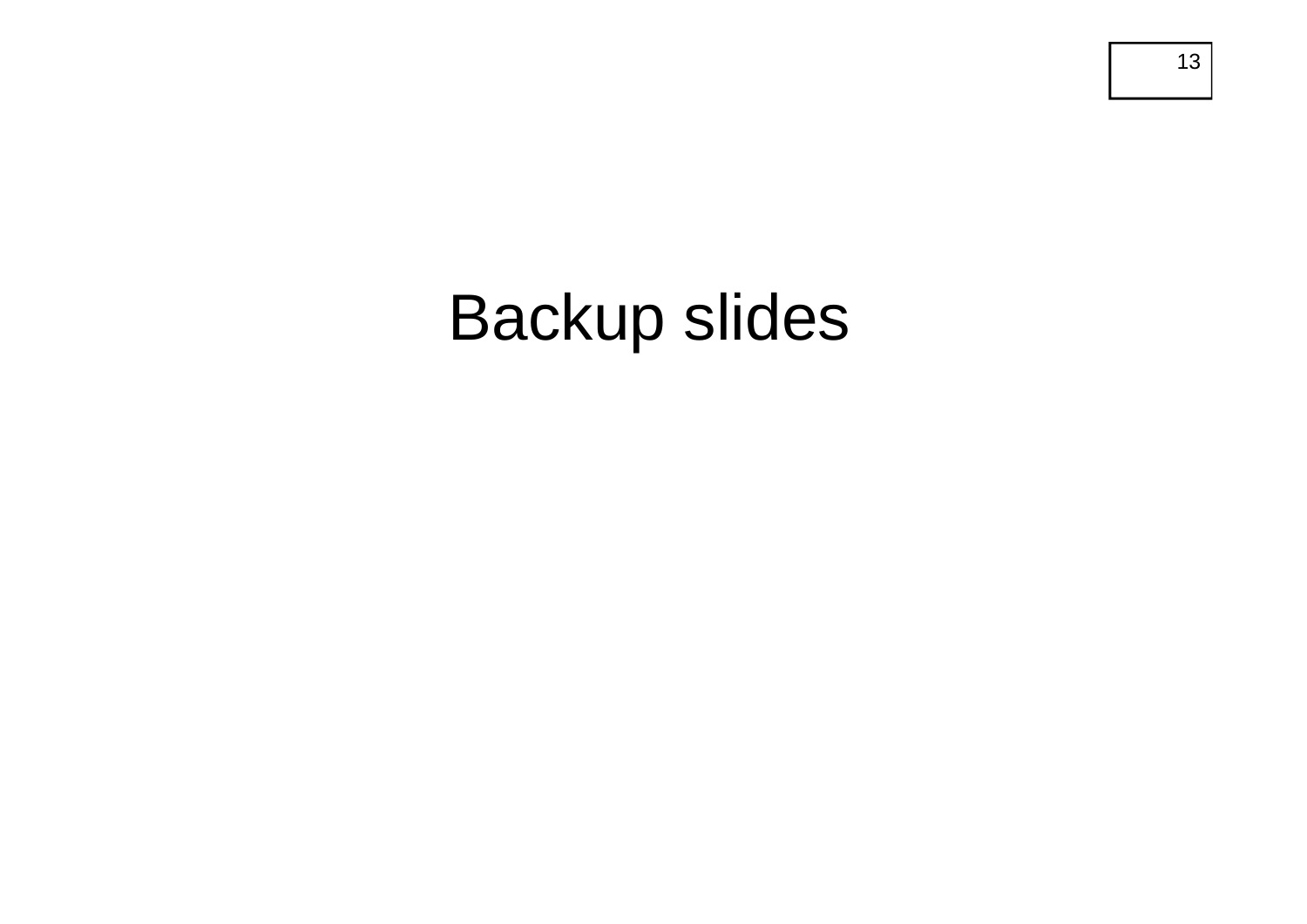# Backup slides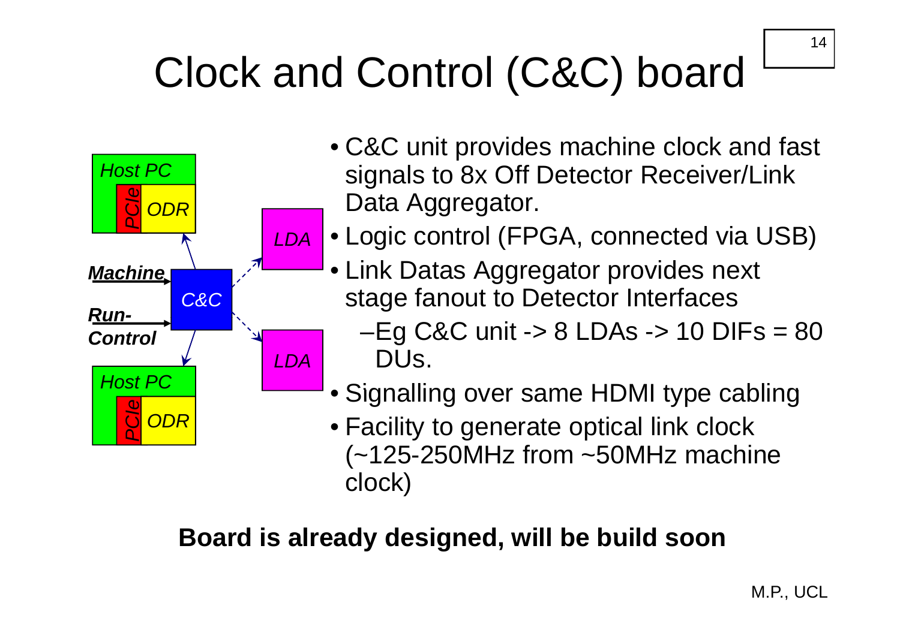# Clock and Control (C&C) board

- C&C unit provides machine clock and fast signals to 8x Off Detector Receiver/Link Data Aggregator.
- Logic control (FPGA, connected via USB)
- Link Datas Aggregator provides next stage fanout to Detector Interfaces
  - Eg C&C unit -> 8 LDAs -> 10 DIFs = 80 DUs.
- Signalling over same HDMI type cabling
- Facility to generate optical link clock (~125-250MHz from ~50MHz machine clock)

**Board is already designed, will be build soon**

M.P., UCL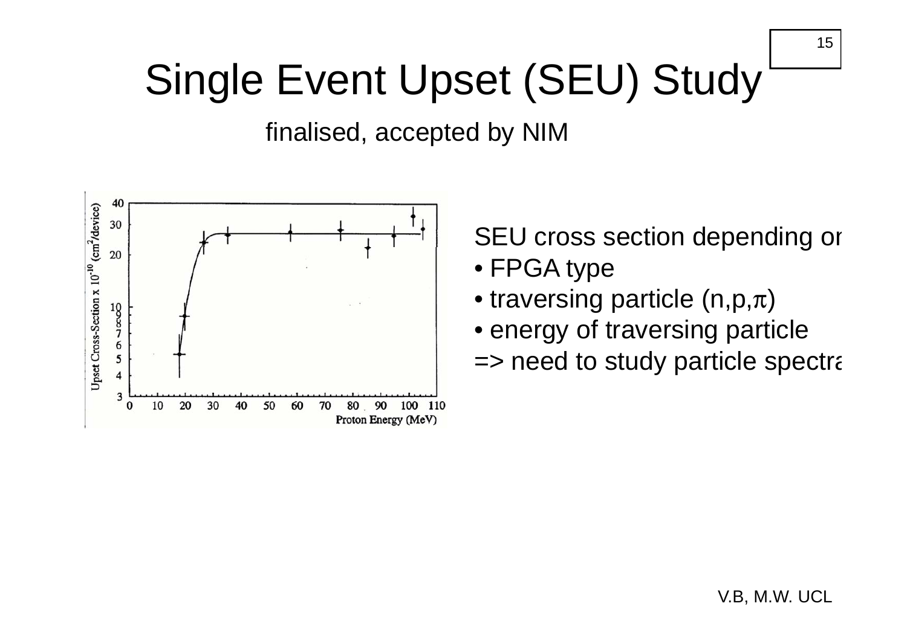# Single Event Upset (SEU) Study

finalised, accepted by NIM

SEU cross section depending on

- FPGA type
- traversing particle (n,p,$\pi$)
- energy of traversing particle

=> need to study particle spectra

V.B, M.W. UCL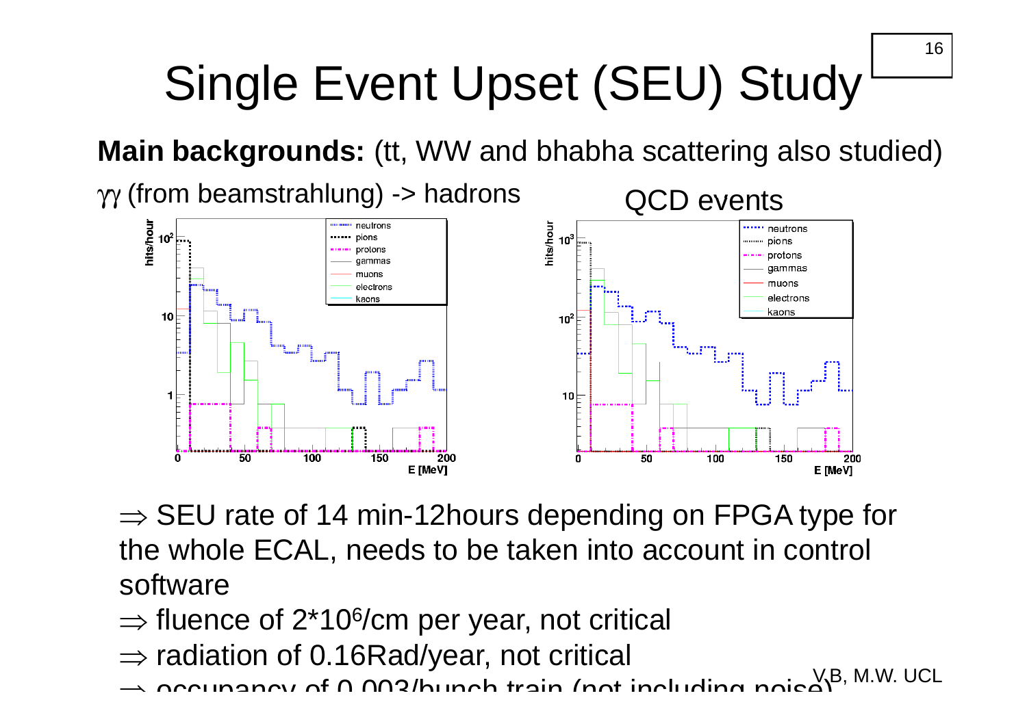# Single Event Upset (SEU) Study

**Main backgrounds:** (tt, WW and bhabha scattering also studied)

$\gamma\gamma$ (from beamstrahlung) -> hadrons

hits/hour
10^2
10
1
0 50 100 150 200
E [MeV]

neutrons
pions
protons
gammas
muons
electrons
kaons

QCD events

hits/hour
10^3
10^2
10
0 50 100 150 200
E [MeV]

neutrons
pions
protons
gammas
muons
electrons
kaons

$\Rightarrow$ SEU rate of 14 min-12hours depending on FPGA type for the whole ECAL, needs to be taken into account in control software

$\Rightarrow$ fluence of $2 \times 10^6$/cm per year, not critical

$\Rightarrow$ radiation of 0.16Rad/year, not critical

$\Rightarrow$ occupancy of 0.003/bunch train (not including noise)

V.B, M.W. UCL